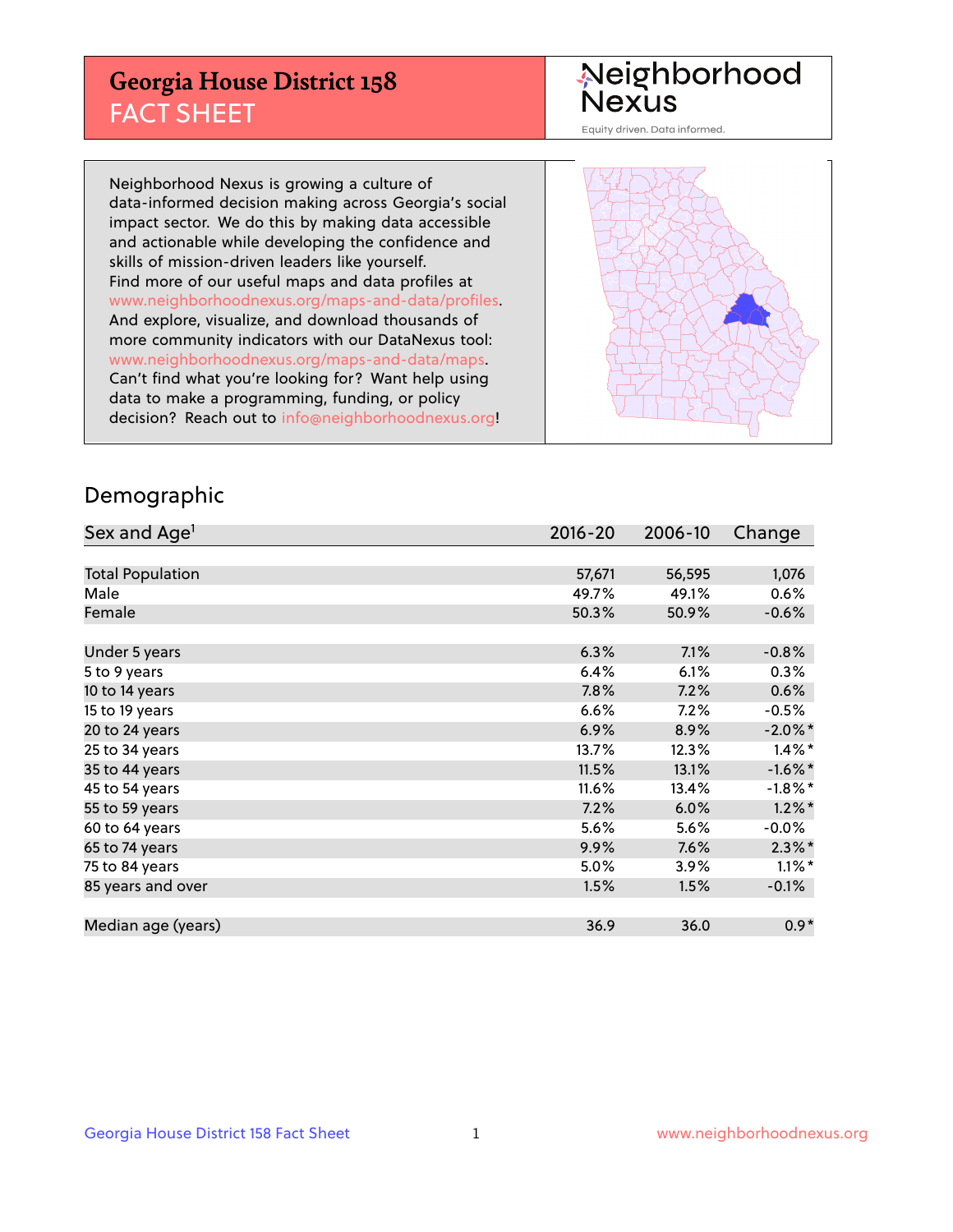# Georgia House District 158
## FACT SHEET

Neighborhood Nexus
Equity driven. Data informed.

Neighborhood Nexus is growing a culture of data-informed decision making across Georgia's social impact sector. We do this by making data accessible and actionable while developing the confidence and skills of mission-driven leaders like yourself. Find more of our useful maps and data profiles at www.neighborhoodnexus.org/maps-and-data/profiles. And explore, visualize, and download thousands of more community indicators with our DataNexus tool: www.neighborhoodnexus.org/maps-and-data/maps. Can't find what you're looking for? Want help using data to make a programming, funding, or policy decision? Reach out to info@neighborhoodnexus.org!

## Demographic

| Sex and Age[1] | 2016-20 | 2006-10 | Change |
|---|---|---|---|
| Total Population | 57,671 | 56,595 | 1,076 |
| Male | 49.7% | 49.1% | 0.6% |
| Female | 50.3% | 50.9% | -0.6% |
| | | | |
| Under 5 years | 6.3% | 7.1% | -0.8% |
| 5 to 9 years | 6.4% | 6.1% | 0.3% |
| 10 to 14 years | 7.8% | 7.2% | 0.6% |
| 15 to 19 years | 6.6% | 7.2% | -0.5% |
| 20 to 24 years | 6.9% | 8.9% | -2.0%* |
| 25 to 34 years | 13.7% | 12.3% | 1.4%* |
| 35 to 44 years | 11.5% | 13.1% | -1.6%* |
| 45 to 54 years | 11.6% | 13.4% | -1.8%* |
| 55 to 59 years | 7.2% | 6.0% | 1.2%* |
| 60 to 64 years | 5.6% | 5.6% | -0.0% |
| 65 to 74 years | 9.9% | 7.6% | 2.3%* |
| 75 to 84 years | 5.0% | 3.9% | 1.1%* |
| 85 years and over | 1.5% | 1.5% | -0.1% |
| | | | |
| Median age (years) | 36.9 | 36.0 | 0.9* |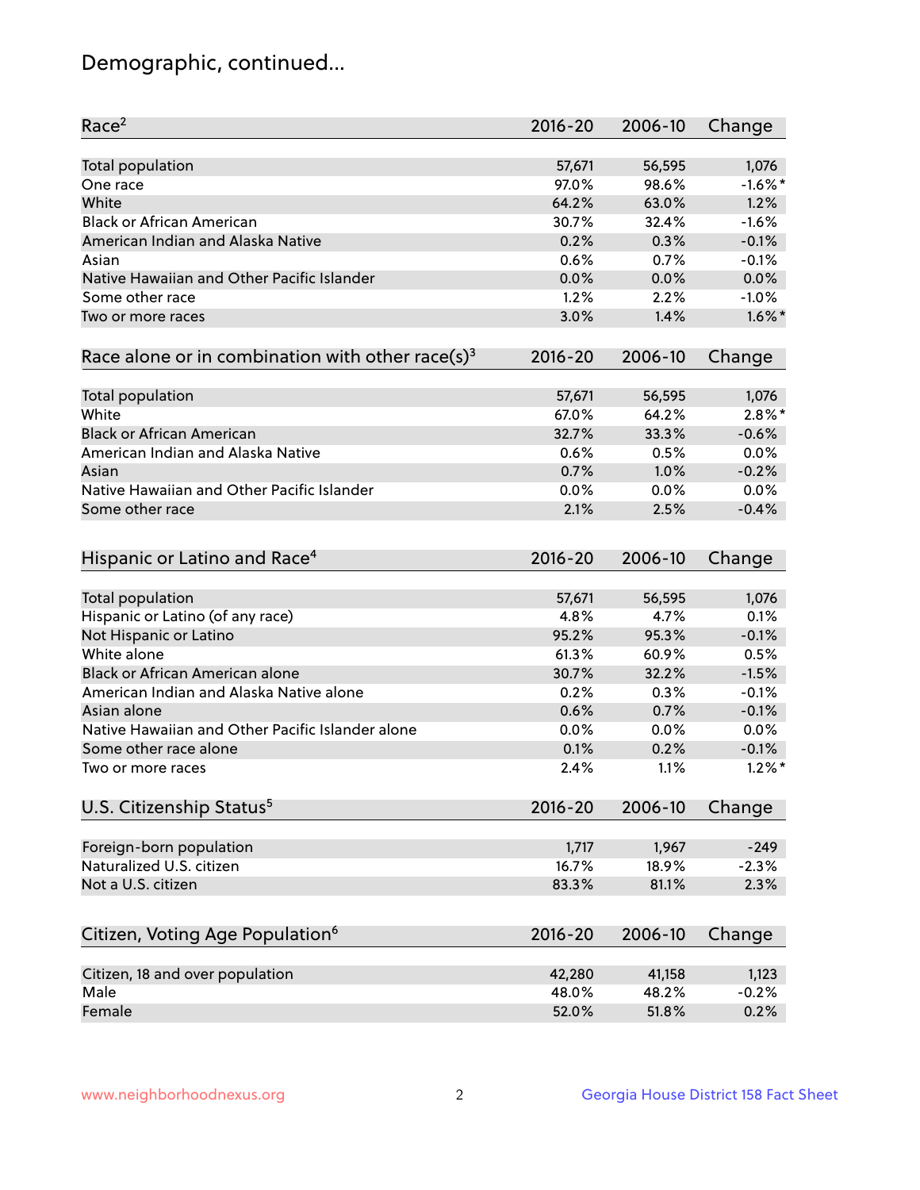# Demographic, continued...

| Race[2] | 2016-20 | 2006-10 | Change |
|---|---|---|---|
| Total population | 57,671 | 56,595 | 1,076 |
| One race | 97.0% | 98.6% | -1.6%* |
| White | 64.2% | 63.0% | 1.2% |
| Black or African American | 30.7% | 32.4% | -1.6% |
| American Indian and Alaska Native | 0.2% | 0.3% | -0.1% |
| Asian | 0.6% | 0.7% | -0.1% |
| Native Hawaiian and Other Pacific Islander | 0.0% | 0.0% | 0.0% |
| Some other race | 1.2% | 2.2% | -1.0% |
| Two or more races | 3.0% | 1.4% | 1.6%* |

| Race alone or in combination with other race(s)[3] | 2016-20 | 2006-10 | Change |
|---|---|---|---|
| Total population | 57,671 | 56,595 | 1,076 |
| White | 67.0% | 64.2% | 2.8%* |
| Black or African American | 32.7% | 33.3% | -0.6% |
| American Indian and Alaska Native | 0.6% | 0.5% | 0.0% |
| Asian | 0.7% | 1.0% | -0.2% |
| Native Hawaiian and Other Pacific Islander | 0.0% | 0.0% | 0.0% |
| Some other race | 2.1% | 2.5% | -0.4% |

| Hispanic or Latino and Race[4] | 2016-20 | 2006-10 | Change |
|---|---|---|---|
| Total population | 57,671 | 56,595 | 1,076 |
| Hispanic or Latino (of any race) | 4.8% | 4.7% | 0.1% |
| Not Hispanic or Latino | 95.2% | 95.3% | -0.1% |
| White alone | 61.3% | 60.9% | 0.5% |
| Black or African American alone | 30.7% | 32.2% | -1.5% |
| American Indian and Alaska Native alone | 0.2% | 0.3% | -0.1% |
| Asian alone | 0.6% | 0.7% | -0.1% |
| Native Hawaiian and Other Pacific Islander alone | 0.0% | 0.0% | 0.0% |
| Some other race alone | 0.1% | 0.2% | -0.1% |
| Two or more races | 2.4% | 1.1% | 1.2%* |

| U.S. Citizenship Status[5] | 2016-20 | 2006-10 | Change |
|---|---|---|---|
| Foreign-born population | 1,717 | 1,967 | -249 |
| Naturalized U.S. citizen | 16.7% | 18.9% | -2.3% |
| Not a U.S. citizen | 83.3% | 81.1% | 2.3% |

| Citizen, Voting Age Population[6] | 2016-20 | 2006-10 | Change |
|---|---|---|---|
| Citizen, 18 and over population | 42,280 | 41,158 | 1,123 |
| Male | 48.0% | 48.2% | -0.2% |
| Female | 52.0% | 51.8% | 0.2% |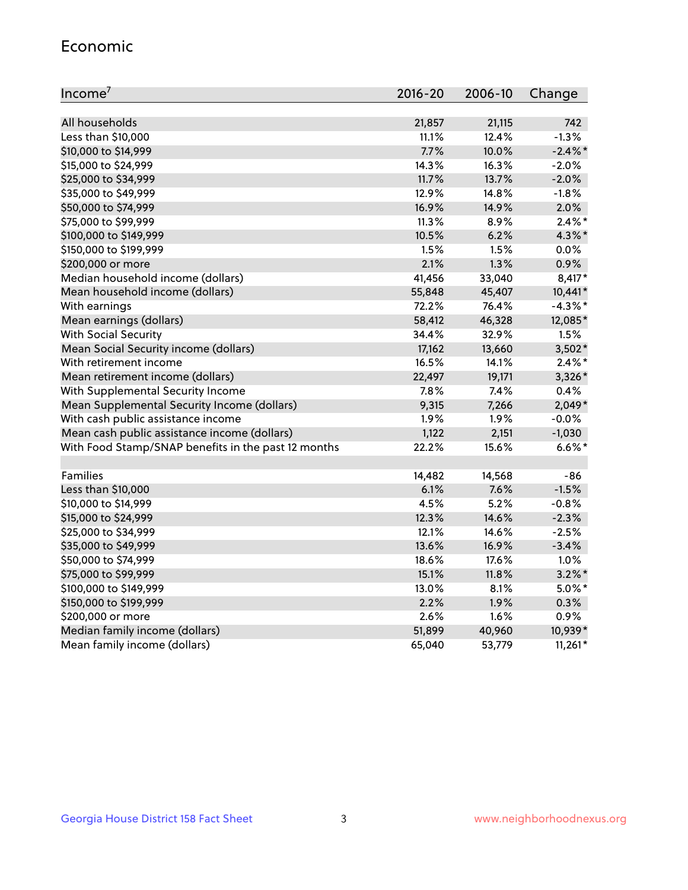## Economic

| Income[7] | 2016-20 | 2006-10 | Change |
|---|---|---|---|
| All households | 21,857 | 21,115 | 742 |
| Less than $10,000 | 11.1% | 12.4% | -1.3% |
| $10,000 to $14,999 | 7.7% | 10.0% | -2.4%* |
| $15,000 to $24,999 | 14.3% | 16.3% | -2.0% |
| $25,000 to $34,999 | 11.7% | 13.7% | -2.0% |
| $35,000 to $49,999 | 12.9% | 14.8% | -1.8% |
| $50,000 to $74,999 | 16.9% | 14.9% | 2.0% |
| $75,000 to $99,999 | 11.3% | 8.9% | 2.4%* |
| $100,000 to $149,999 | 10.5% | 6.2% | 4.3%* |
| $150,000 to $199,999 | 1.5% | 1.5% | 0.0% |
| $200,000 or more | 2.1% | 1.3% | 0.9% |
| Median household income (dollars) | 41,456 | 33,040 | 8,417* |
| Mean household income (dollars) | 55,848 | 45,407 | 10,441* |
| With earnings | 72.2% | 76.4% | -4.3%* |
| Mean earnings (dollars) | 58,412 | 46,328 | 12,085* |
| With Social Security | 34.4% | 32.9% | 1.5% |
| Mean Social Security income (dollars) | 17,162 | 13,660 | 3,502* |
| With retirement income | 16.5% | 14.1% | 2.4%* |
| Mean retirement income (dollars) | 22,497 | 19,171 | 3,326* |
| With Supplemental Security Income | 7.8% | 7.4% | 0.4% |
| Mean Supplemental Security Income (dollars) | 9,315 | 7,266 | 2,049* |
| With cash public assistance income | 1.9% | 1.9% | -0.0% |
| Mean cash public assistance income (dollars) | 1,122 | 2,151 | -1,030 |
| With Food Stamp/SNAP benefits in the past 12 months | 22.2% | 15.6% | 6.6%* |
| | | | |
| Families | 14,482 | 14,568 | -86 |
| Less than $10,000 | 6.1% | 7.6% | -1.5% |
| $10,000 to $14,999 | 4.5% | 5.2% | -0.8% |
| $15,000 to $24,999 | 12.3% | 14.6% | -2.3% |
| $25,000 to $34,999 | 12.1% | 14.6% | -2.5% |
| $35,000 to $49,999 | 13.6% | 16.9% | -3.4% |
| $50,000 to $74,999 | 18.6% | 17.6% | 1.0% |
| $75,000 to $99,999 | 15.1% | 11.8% | 3.2%* |
| $100,000 to $149,999 | 13.0% | 8.1% | 5.0%* |
| $150,000 to $199,999 | 2.2% | 1.9% | 0.3% |
| $200,000 or more | 2.6% | 1.6% | 0.9% |
| Median family income (dollars) | 51,899 | 40,960 | 10,939* |
| Mean family income (dollars) | 65,040 | 53,779 | 11,261* |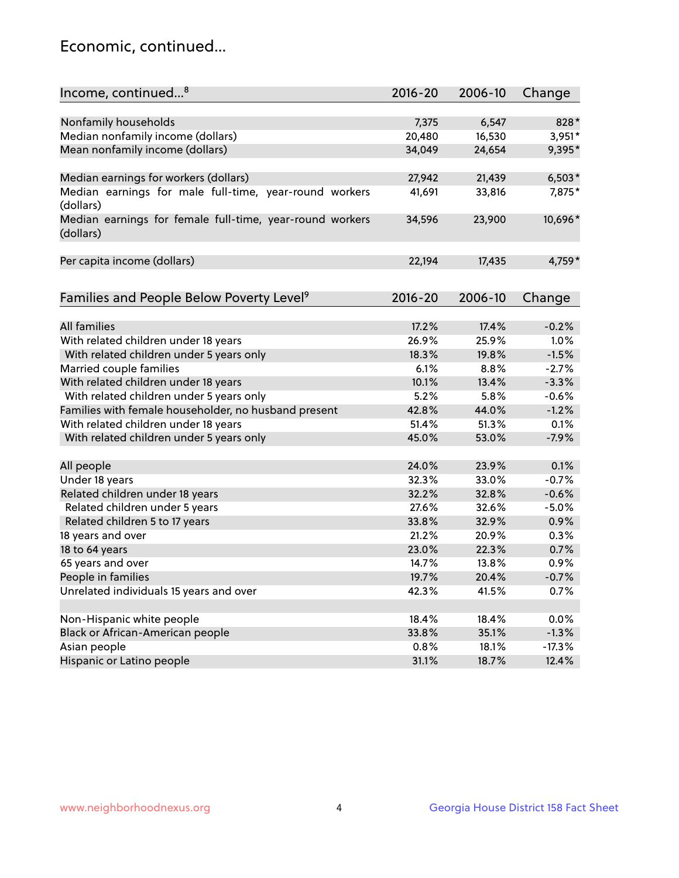## Economic, continued...

| Income, continued...[8] | 2016-20 | 2006-10 | Change |
|---|---|---|---|
| Nonfamily households | 7,375 | 6,547 | 828* |
| Median nonfamily income (dollars) | 20,480 | 16,530 | 3,951* |
| Mean nonfamily income (dollars) | 34,049 | 24,654 | 9,395* |
| Median earnings for workers (dollars) | 27,942 | 21,439 | 6,503* |
| Median earnings for male full-time, year-round workers (dollars) | 41,691 | 33,816 | 7,875* |
| Median earnings for female full-time, year-round workers (dollars) | 34,596 | 23,900 | 10,696* |
| Per capita income (dollars) | 22,194 | 17,435 | 4,759* |

| Families and People Below Poverty Level[9] | 2016-20 | 2006-10 | Change |
|---|---|---|---|
| All families | 17.2% | 17.4% | -0.2% |
| With related children under 18 years | 26.9% | 25.9% | 1.0% |
| With related children under 5 years only | 18.3% | 19.8% | -1.5% |
| Married couple families | 6.1% | 8.8% | -2.7% |
| With related children under 18 years | 10.1% | 13.4% | -3.3% |
| With related children under 5 years only | 5.2% | 5.8% | -0.6% |
| Families with female householder, no husband present | 42.8% | 44.0% | -1.2% |
| With related children under 18 years | 51.4% | 51.3% | 0.1% |
| With related children under 5 years only | 45.0% | 53.0% | -7.9% |
| All people | 24.0% | 23.9% | 0.1% |
| Under 18 years | 32.3% | 33.0% | -0.7% |
| Related children under 18 years | 32.2% | 32.8% | -0.6% |
| Related children under 5 years | 27.6% | 32.6% | -5.0% |
| Related children 5 to 17 years | 33.8% | 32.9% | 0.9% |
| 18 years and over | 21.2% | 20.9% | 0.3% |
| 18 to 64 years | 23.0% | 22.3% | 0.7% |
| 65 years and over | 14.7% | 13.8% | 0.9% |
| People in families | 19.7% | 20.4% | -0.7% |
| Unrelated individuals 15 years and over | 42.3% | 41.5% | 0.7% |
| Non-Hispanic white people | 18.4% | 18.4% | 0.0% |
| Black or African-American people | 33.8% | 35.1% | -1.3% |
| Asian people | 0.8% | 18.1% | -17.3% |
| Hispanic or Latino people | 31.1% | 18.7% | 12.4% |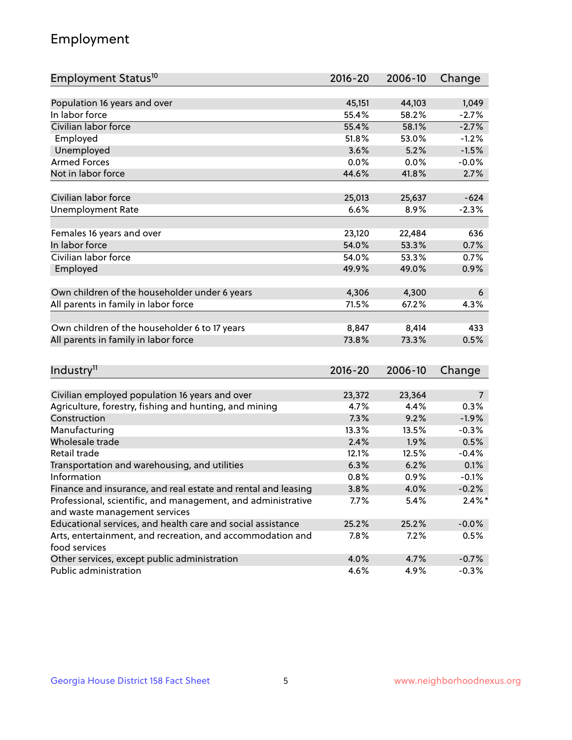## Employment

| Employment Status[10] | 2016-20 | 2006-10 | Change |
|---|---|---|---|
| Population 16 years and over | 45,151 | 44,103 | 1,049 |
| In labor force | 55.4% | 58.2% | -2.7% |
| Civilian labor force | 55.4% | 58.1% | -2.7% |
| Employed | 51.8% | 53.0% | -1.2% |
| Unemployed | 3.6% | 5.2% | -1.5% |
| Armed Forces | 0.0% | 0.0% | -0.0% |
| Not in labor force | 44.6% | 41.8% | 2.7% |
| | | | |
| Civilian labor force | 25,013 | 25,637 | -624 |
| Unemployment Rate | 6.6% | 8.9% | -2.3% |
| | | | |
| Females 16 years and over | 23,120 | 22,484 | 636 |
| In labor force | 54.0% | 53.3% | 0.7% |
| Civilian labor force | 54.0% | 53.3% | 0.7% |
| Employed | 49.9% | 49.0% | 0.9% |
| | | | |
| Own children of the householder under 6 years | 4,306 | 4,300 | 6 |
| All parents in family in labor force | 71.5% | 67.2% | 4.3% |
| | | | |
| Own children of the householder 6 to 17 years | 8,847 | 8,414 | 433 |
| All parents in family in labor force | 73.8% | 73.3% | 0.5% |

| Industry[11] | 2016-20 | 2006-10 | Change |
|---|---|---|---|
| Civilian employed population 16 years and over | 23,372 | 23,364 | 7 |
| Agriculture, forestry, fishing and hunting, and mining | 4.7% | 4.4% | 0.3% |
| Construction | 7.3% | 9.2% | -1.9% |
| Manufacturing | 13.3% | 13.5% | -0.3% |
| Wholesale trade | 2.4% | 1.9% | 0.5% |
| Retail trade | 12.1% | 12.5% | -0.4% |
| Transportation and warehousing, and utilities | 6.3% | 6.2% | 0.1% |
| Information | 0.8% | 0.9% | -0.1% |
| Finance and insurance, and real estate and rental and leasing | 3.8% | 4.0% | -0.2% |
| Professional, scientific, and management, and administrative and waste management services | 7.7% | 5.4% | 2.4%* |
| Educational services, and health care and social assistance | 25.2% | 25.2% | -0.0% |
| Arts, entertainment, and recreation, and accommodation and food services | 7.8% | 7.2% | 0.5% |
| Other services, except public administration | 4.0% | 4.7% | -0.7% |
| Public administration | 4.6% | 4.9% | -0.3% |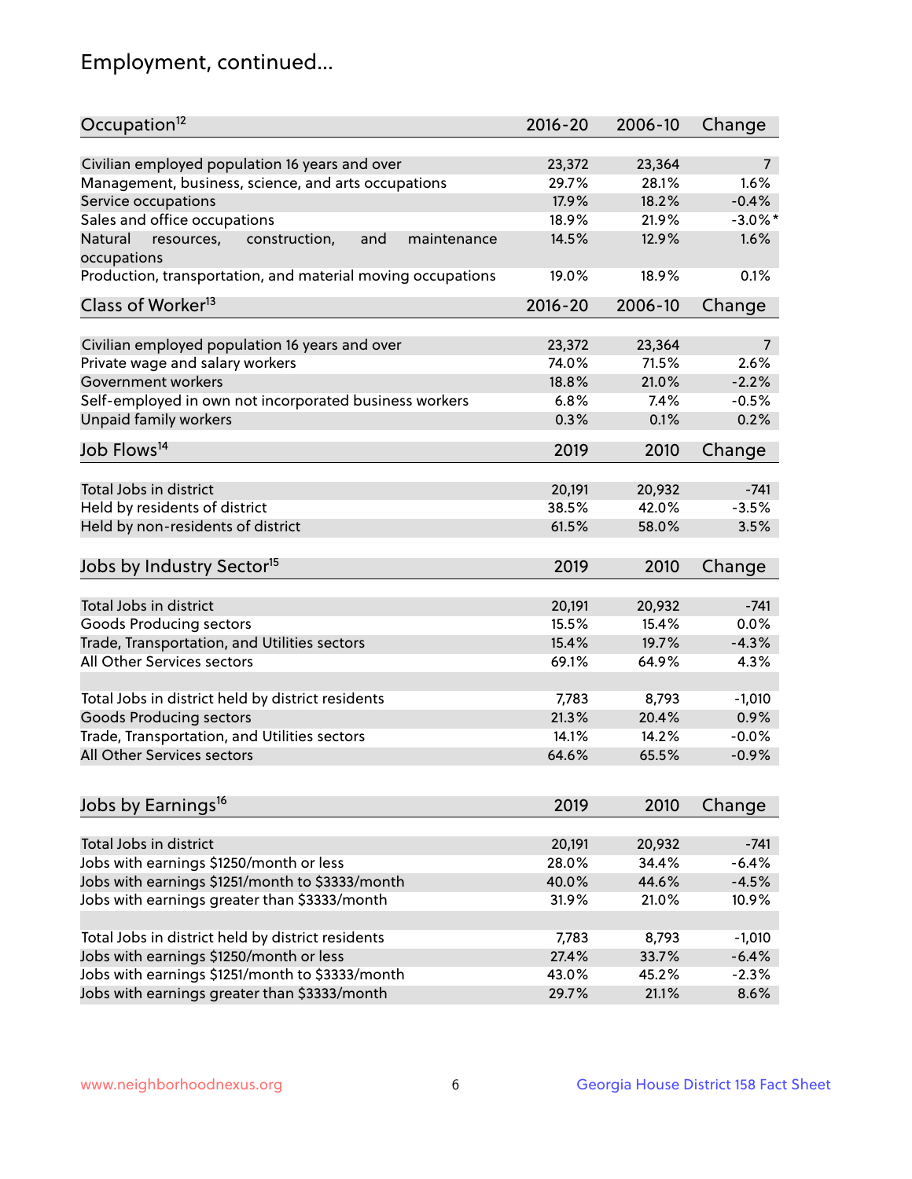## Employment, continued...

| Occupation[12] | 2016-20 | 2006-10 | Change |
|---|---|---|---|
| Civilian employed population 16 years and over | 23,372 | 23,364 | 7 |
| Management, business, science, and arts occupations | 29.7% | 28.1% | 1.6% |
| Service occupations | 17.9% | 18.2% | -0.4% |
| Sales and office occupations | 18.9% | 21.9% | -3.0%* |
| Natural resources, construction, and maintenance occupations | 14.5% | 12.9% | 1.6% |
| Production, transportation, and material moving occupations | 19.0% | 18.9% | 0.1% |

| Class of Worker[13] | 2016-20 | 2006-10 | Change |
|---|---|---|---|
| Civilian employed population 16 years and over | 23,372 | 23,364 | 7 |
| Private wage and salary workers | 74.0% | 71.5% | 2.6% |
| Government workers | 18.8% | 21.0% | -2.2% |
| Self-employed in own not incorporated business workers | 6.8% | 7.4% | -0.5% |
| Unpaid family workers | 0.3% | 0.1% | 0.2% |

| Job Flows[14] | 2019 | 2010 | Change |
|---|---|---|---|
| Total Jobs in district | 20,191 | 20,932 | -741 |
| Held by residents of district | 38.5% | 42.0% | -3.5% |
| Held by non-residents of district | 61.5% | 58.0% | 3.5% |

| Jobs by Industry Sector[15] | 2019 | 2010 | Change |
|---|---|---|---|
| Total Jobs in district | 20,191 | 20,932 | -741 |
| Goods Producing sectors | 15.5% | 15.4% | 0.0% |
| Trade, Transportation, and Utilities sectors | 15.4% | 19.7% | -4.3% |
| All Other Services sectors | 69.1% | 64.9% | 4.3% |
| | | | |
| Total Jobs in district held by district residents | 7,783 | 8,793 | -1,010 |
| Goods Producing sectors | 21.3% | 20.4% | 0.9% |
| Trade, Transportation, and Utilities sectors | 14.1% | 14.2% | -0.0% |
| All Other Services sectors | 64.6% | 65.5% | -0.9% |

| Jobs by Earnings[16] | 2019 | 2010 | Change |
|---|---|---|---|
| Total Jobs in district | 20,191 | 20,932 | -741 |
| Jobs with earnings $1250/month or less | 28.0% | 34.4% | -6.4% |
| Jobs with earnings $1251/month to $3333/month | 40.0% | 44.6% | -4.5% |
| Jobs with earnings greater than $3333/month | 31.9% | 21.0% | 10.9% |
| | | | |
| Total Jobs in district held by district residents | 7,783 | 8,793 | -1,010 |
| Jobs with earnings $1250/month or less | 27.4% | 33.7% | -6.4% |
| Jobs with earnings $1251/month to $3333/month | 43.0% | 45.2% | -2.3% |
| Jobs with earnings greater than $3333/month | 29.7% | 21.1% | 8.6% |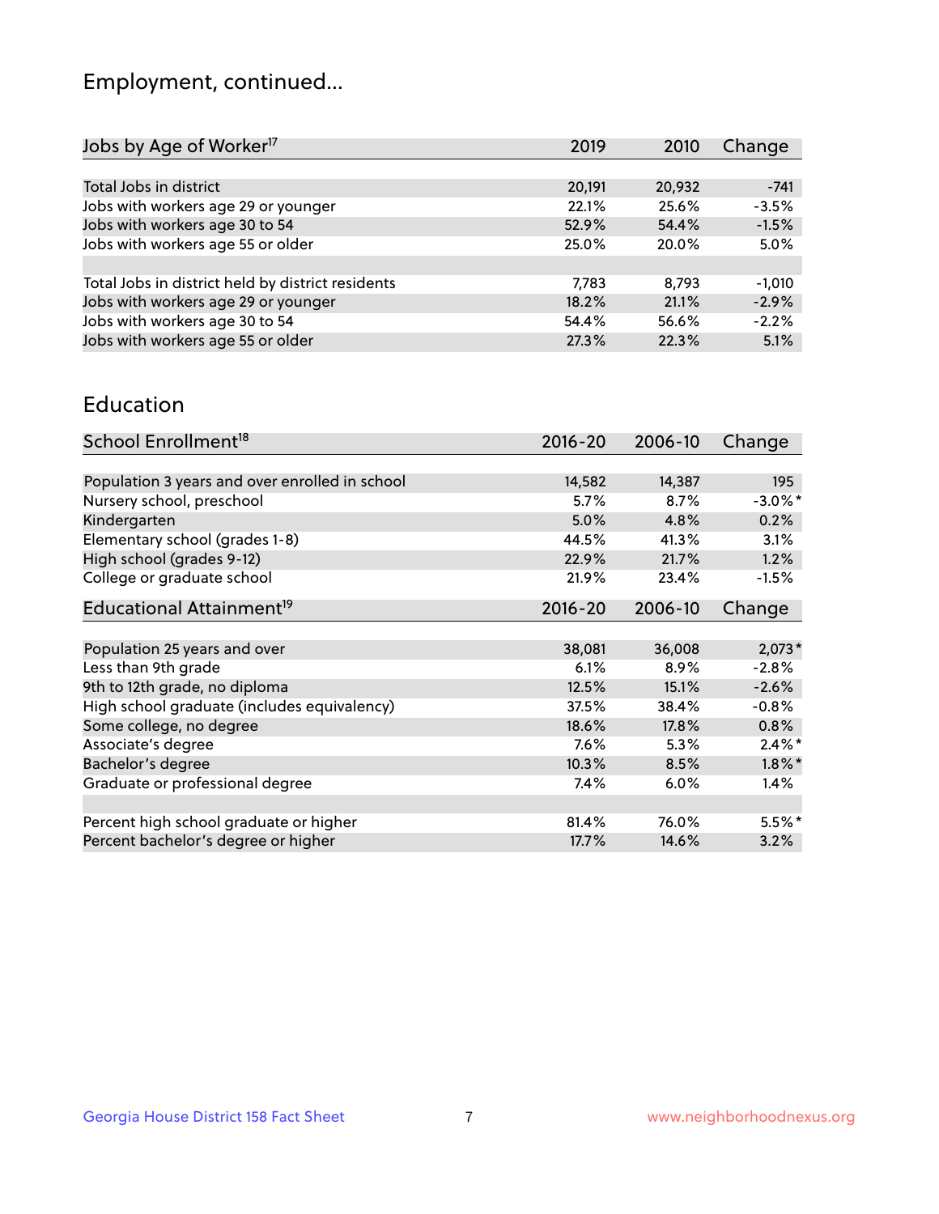# Employment, continued...

| Jobs by Age of Worker[17] | 2019 | 2010 | Change |
|---|---|---|---|
| | | | |
| Total Jobs in district | 20,191 | 20,932 | -741 |
| Jobs with workers age 29 or younger | 22.1% | 25.6% | -3.5% |
| Jobs with workers age 30 to 54 | 52.9% | 54.4% | -1.5% |
| Jobs with workers age 55 or older | 25.0% | 20.0% | 5.0% |
| | | | |
| Total Jobs in district held by district residents | 7,783 | 8,793 | -1,010 |
| Jobs with workers age 29 or younger | 18.2% | 21.1% | -2.9% |
| Jobs with workers age 30 to 54 | 54.4% | 56.6% | -2.2% |
| Jobs with workers age 55 or older | 27.3% | 22.3% | 5.1% |

# Education

| School Enrollment[18] | 2016-20 | 2006-10 | Change |
|---|---|---|---|
| | | | |
| Population 3 years and over enrolled in school | 14,582 | 14,387 | 195 |
| Nursery school, preschool | 5.7% | 8.7% | -3.0%* |
| Kindergarten | 5.0% | 4.8% | 0.2% |
| Elementary school (grades 1-8) | 44.5% | 41.3% | 3.1% |
| High school (grades 9-12) | 22.9% | 21.7% | 1.2% |
| College or graduate school | 21.9% | 23.4% | -1.5% |

| Educational Attainment[19] | 2016-20 | 2006-10 | Change |
|---|---|---|---|
| | | | |
| Population 25 years and over | 38,081 | 36,008 | 2,073* |
| Less than 9th grade | 6.1% | 8.9% | -2.8% |
| 9th to 12th grade, no diploma | 12.5% | 15.1% | -2.6% |
| High school graduate (includes equivalency) | 37.5% | 38.4% | -0.8% |
| Some college, no degree | 18.6% | 17.8% | 0.8% |
| Associate's degree | 7.6% | 5.3% | 2.4%* |
| Bachelor's degree | 10.3% | 8.5% | 1.8%* |
| Graduate or professional degree | 7.4% | 6.0% | 1.4% |
| | | | |
| Percent high school graduate or higher | 81.4% | 76.0% | 5.5%* |
| Percent bachelor's degree or higher | 17.7% | 14.6% | 3.2% |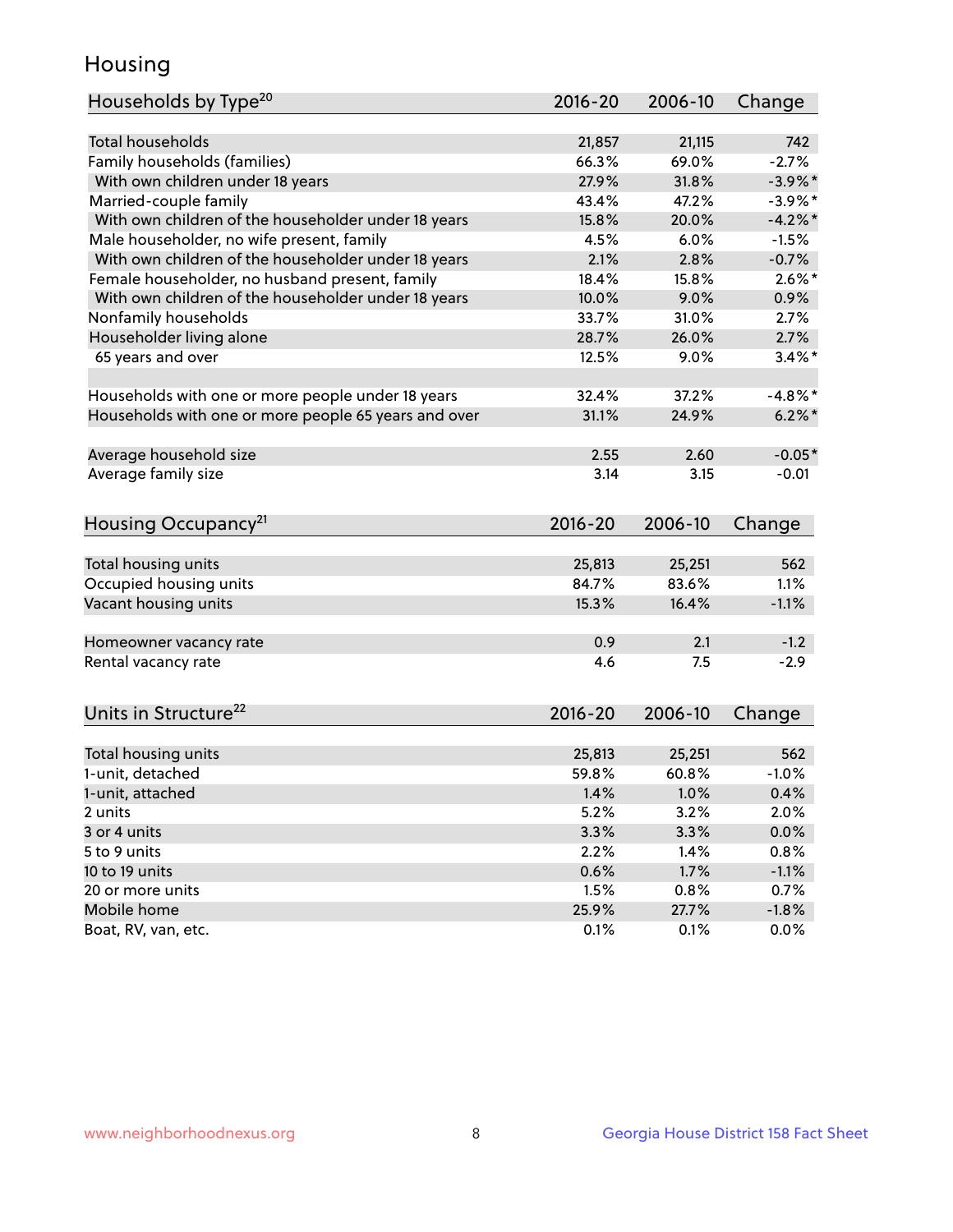# Housing

| Households by Type[20] | 2016-20 | 2006-10 | Change |
|---|---|---|---|
| Total households | 21,857 | 21,115 | 742 |
| Family households (families) | 66.3% | 69.0% | -2.7% |
| With own children under 18 years | 27.9% | 31.8% | -3.9%* |
| Married-couple family | 43.4% | 47.2% | -3.9%* |
| With own children of the householder under 18 years | 15.8% | 20.0% | -4.2%* |
| Male householder, no wife present, family | 4.5% | 6.0% | -1.5% |
| With own children of the householder under 18 years | 2.1% | 2.8% | -0.7% |
| Female householder, no husband present, family | 18.4% | 15.8% | 2.6%* |
| With own children of the householder under 18 years | 10.0% | 9.0% | 0.9% |
| Nonfamily households | 33.7% | 31.0% | 2.7% |
| Householder living alone | 28.7% | 26.0% | 2.7% |
| 65 years and over | 12.5% | 9.0% | 3.4%* |
| | | | |
| Households with one or more people under 18 years | 32.4% | 37.2% | -4.8%* |
| Households with one or more people 65 years and over | 31.1% | 24.9% | 6.2%* |
| | | | |
| Average household size | 2.55 | 2.60 | -0.05* |
| Average family size | 3.14 | 3.15 | -0.01 |

| Housing Occupancy[21] | 2016-20 | 2006-10 | Change |
|---|---|---|---|
| Total housing units | 25,813 | 25,251 | 562 |
| Occupied housing units | 84.7% | 83.6% | 1.1% |
| Vacant housing units | 15.3% | 16.4% | -1.1% |
| | | | |
| Homeowner vacancy rate | 0.9 | 2.1 | -1.2 |
| Rental vacancy rate | 4.6 | 7.5 | -2.9 |

| Units in Structure[22] | 2016-20 | 2006-10 | Change |
|---|---|---|---|
| Total housing units | 25,813 | 25,251 | 562 |
| 1-unit, detached | 59.8% | 60.8% | -1.0% |
| 1-unit, attached | 1.4% | 1.0% | 0.4% |
| 2 units | 5.2% | 3.2% | 2.0% |
| 3 or 4 units | 3.3% | 3.3% | 0.0% |
| 5 to 9 units | 2.2% | 1.4% | 0.8% |
| 10 to 19 units | 0.6% | 1.7% | -1.1% |
| 20 or more units | 1.5% | 0.8% | 0.7% |
| Mobile home | 25.9% | 27.7% | -1.8% |
| Boat, RV, van, etc. | 0.1% | 0.1% | 0.0% |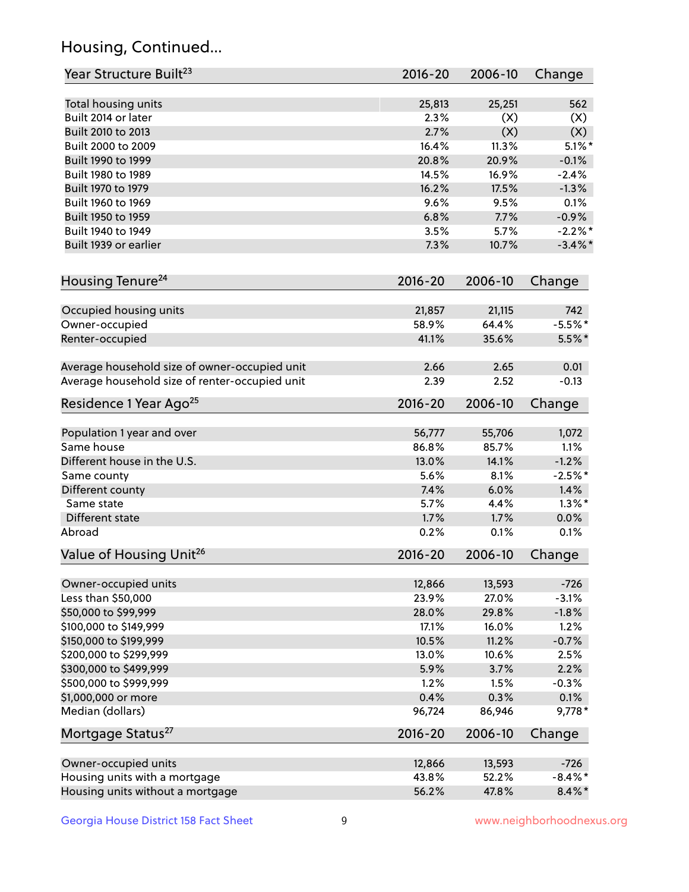## Housing, Continued...

| Year Structure Built[23] | 2016-20 | 2006-10 | Change |
|---|---|---|---|
| Total housing units | 25,813 | 25,251 | 562 |
| Built 2014 or later | 2.3% | (X) | (X) |
| Built 2010 to 2013 | 2.7% | (X) | (X) |
| Built 2000 to 2009 | 16.4% | 11.3% | 5.1%* |
| Built 1990 to 1999 | 20.8% | 20.9% | -0.1% |
| Built 1980 to 1989 | 14.5% | 16.9% | -2.4% |
| Built 1970 to 1979 | 16.2% | 17.5% | -1.3% |
| Built 1960 to 1969 | 9.6% | 9.5% | 0.1% |
| Built 1950 to 1959 | 6.8% | 7.7% | -0.9% |
| Built 1940 to 1949 | 3.5% | 5.7% | -2.2%* |
| Built 1939 or earlier | 7.3% | 10.7% | -3.4%* |

| Housing Tenure[24] | 2016-20 | 2006-10 | Change |
|---|---|---|---|
| Occupied housing units | 21,857 | 21,115 | 742 |
| Owner-occupied | 58.9% | 64.4% | -5.5%* |
| Renter-occupied | 41.1% | 35.6% | 5.5%* |
| Average household size of owner-occupied unit | 2.66 | 2.65 | 0.01 |
| Average household size of renter-occupied unit | 2.39 | 2.52 | -0.13 |

| Residence 1 Year Ago[25] | 2016-20 | 2006-10 | Change |
|---|---|---|---|
| Population 1 year and over | 56,777 | 55,706 | 1,072 |
| Same house | 86.8% | 85.7% | 1.1% |
| Different house in the U.S. | 13.0% | 14.1% | -1.2% |
| Same county | 5.6% | 8.1% | -2.5%* |
| Different county | 7.4% | 6.0% | 1.4% |
| Same state | 5.7% | 4.4% | 1.3%* |
| Different state | 1.7% | 1.7% | 0.0% |
| Abroad | 0.2% | 0.1% | 0.1% |

| Value of Housing Unit[26] | 2016-20 | 2006-10 | Change |
|---|---|---|---|
| Owner-occupied units | 12,866 | 13,593 | -726 |
| Less than $50,000 | 23.9% | 27.0% | -3.1% |
| $50,000 to $99,999 | 28.0% | 29.8% | -1.8% |
| $100,000 to $149,999 | 17.1% | 16.0% | 1.2% |
| $150,000 to $199,999 | 10.5% | 11.2% | -0.7% |
| $200,000 to $299,999 | 13.0% | 10.6% | 2.5% |
| $300,000 to $499,999 | 5.9% | 3.7% | 2.2% |
| $500,000 to $999,999 | 1.2% | 1.5% | -0.3% |
| $1,000,000 or more | 0.4% | 0.3% | 0.1% |
| Median (dollars) | 96,724 | 86,946 | 9,778* |

| Mortgage Status[27] | 2016-20 | 2006-10 | Change |
|---|---|---|---|
| Owner-occupied units | 12,866 | 13,593 | -726 |
| Housing units with a mortgage | 43.8% | 52.2% | -8.4%* |
| Housing units without a mortgage | 56.2% | 47.8% | 8.4%* |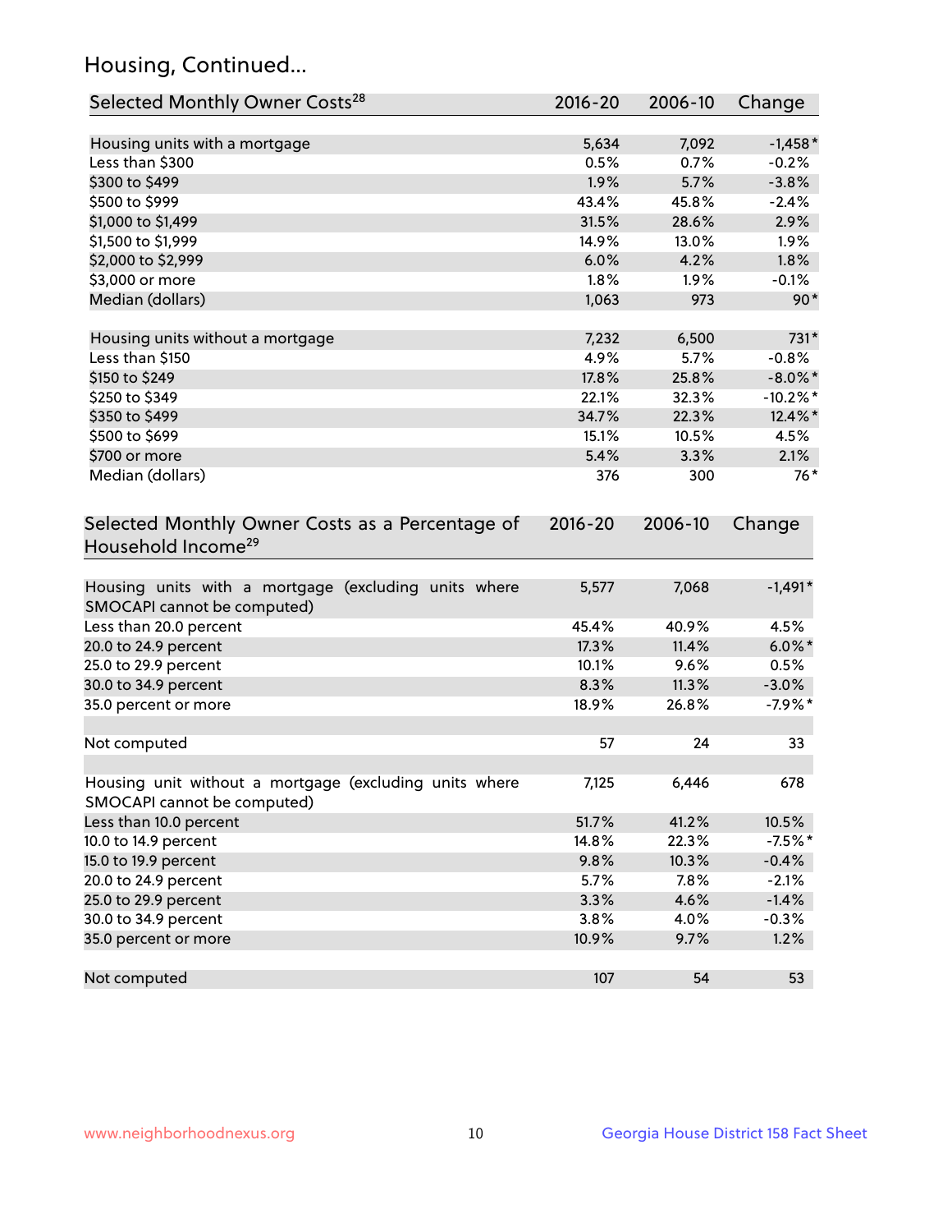## Housing, Continued...

| Selected Monthly Owner Costs[28] | 2016-20 | 2006-10 | Change |
|---|---|---|---|
| Housing units with a mortgage | 5,634 | 7,092 | -1,458* |
| Less than $300 | 0.5% | 0.7% | -0.2% |
| $300 to $499 | 1.9% | 5.7% | -3.8% |
| $500 to $999 | 43.4% | 45.8% | -2.4% |
| $1,000 to $1,499 | 31.5% | 28.6% | 2.9% |
| $1,500 to $1,999 | 14.9% | 13.0% | 1.9% |
| $2,000 to $2,999 | 6.0% | 4.2% | 1.8% |
| $3,000 or more | 1.8% | 1.9% | -0.1% |
| Median (dollars) | 1,063 | 973 | 90* |
| | | | |
| Housing units without a mortgage | 7,232 | 6,500 | 731* |
| Less than $150 | 4.9% | 5.7% | -0.8% |
| $150 to $249 | 17.8% | 25.8% | -8.0%* |
| $250 to $349 | 22.1% | 32.3% | -10.2%* |
| $350 to $499 | 34.7% | 22.3% | 12.4%* |
| $500 to $699 | 15.1% | 10.5% | 4.5% |
| $700 or more | 5.4% | 3.3% | 2.1% |
| Median (dollars) | 376 | 300 | 76* |

| Selected Monthly Owner Costs as a Percentage of Household Income[29] | 2016-20 | 2006-10 | Change |
|---|---|---|---|
| Housing units with a mortgage (excluding units where SMOCAPI cannot be computed) | 5,577 | 7,068 | -1,491* |
| Less than 20.0 percent | 45.4% | 40.9% | 4.5% |
| 20.0 to 24.9 percent | 17.3% | 11.4% | 6.0%* |
| 25.0 to 29.9 percent | 10.1% | 9.6% | 0.5% |
| 30.0 to 34.9 percent | 8.3% | 11.3% | -3.0% |
| 35.0 percent or more | 18.9% | 26.8% | -7.9%* |
| | | | |
| Not computed | 57 | 24 | 33 |
| | | | |
| Housing unit without a mortgage (excluding units where SMOCAPI cannot be computed) | 7,125 | 6,446 | 678 |
| Less than 10.0 percent | 51.7% | 41.2% | 10.5% |
| 10.0 to 14.9 percent | 14.8% | 22.3% | -7.5%* |
| 15.0 to 19.9 percent | 9.8% | 10.3% | -0.4% |
| 20.0 to 24.9 percent | 5.7% | 7.8% | -2.1% |
| 25.0 to 29.9 percent | 3.3% | 4.6% | -1.4% |
| 30.0 to 34.9 percent | 3.8% | 4.0% | -0.3% |
| 35.0 percent or more | 10.9% | 9.7% | 1.2% |
| | | | |
| Not computed | 107 | 54 | 53 |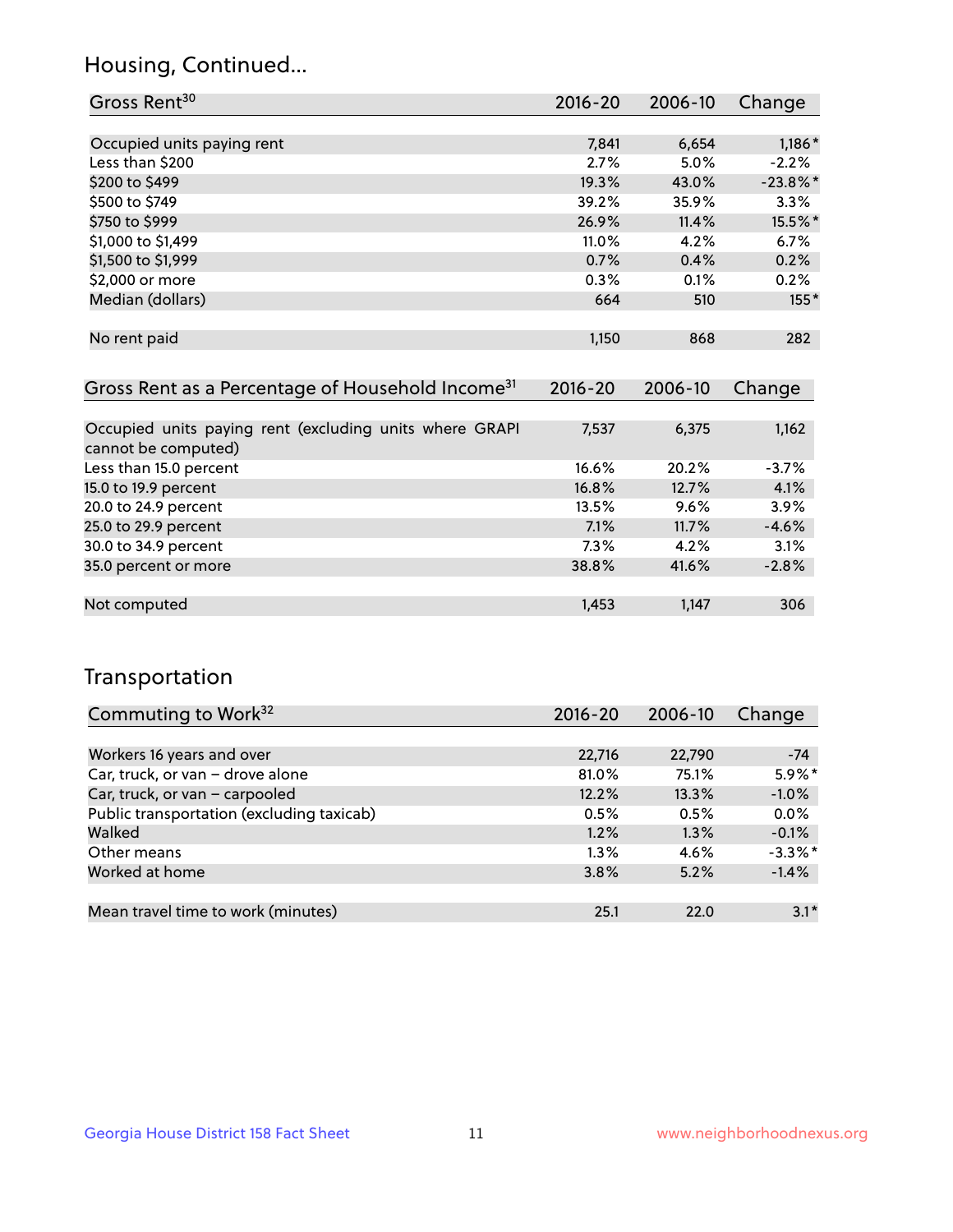## Housing, Continued...

| Gross Rent[30] | 2016-20 | 2006-10 | Change |
|---|---|---|---|
| Occupied units paying rent | 7,841 | 6,654 | 1,186* |
| Less than $200 | 2.7% | 5.0% | -2.2% |
| $200 to $499 | 19.3% | 43.0% | -23.8%* |
| $500 to $749 | 39.2% | 35.9% | 3.3% |
| $750 to $999 | 26.9% | 11.4% | 15.5%* |
| $1,000 to $1,499 | 11.0% | 4.2% | 6.7% |
| $1,500 to $1,999 | 0.7% | 0.4% | 0.2% |
| $2,000 or more | 0.3% | 0.1% | 0.2% |
| Median (dollars) | 664 | 510 | 155* |
| No rent paid | 1,150 | 868 | 282 |

| Gross Rent as a Percentage of Household Income[31] | 2016-20 | 2006-10 | Change |
|---|---|---|---|
| Occupied units paying rent (excluding units where GRAPI cannot be computed) | 7,537 | 6,375 | 1,162 |
| Less than 15.0 percent | 16.6% | 20.2% | -3.7% |
| 15.0 to 19.9 percent | 16.8% | 12.7% | 4.1% |
| 20.0 to 24.9 percent | 13.5% | 9.6% | 3.9% |
| 25.0 to 29.9 percent | 7.1% | 11.7% | -4.6% |
| 30.0 to 34.9 percent | 7.3% | 4.2% | 3.1% |
| 35.0 percent or more | 38.8% | 41.6% | -2.8% |
| Not computed | 1,453 | 1,147 | 306 |

## Transportation

| Commuting to Work[32] | 2016-20 | 2006-10 | Change |
|---|---|---|---|
| Workers 16 years and over | 22,716 | 22,790 | -74 |
| Car, truck, or van – drove alone | 81.0% | 75.1% | 5.9%* |
| Car, truck, or van – carpooled | 12.2% | 13.3% | -1.0% |
| Public transportation (excluding taxicab) | 0.5% | 0.5% | 0.0% |
| Walked | 1.2% | 1.3% | -0.1% |
| Other means | 1.3% | 4.6% | -3.3%* |
| Worked at home | 3.8% | 5.2% | -1.4% |
| Mean travel time to work (minutes) | 25.1 | 22.0 | 3.1* |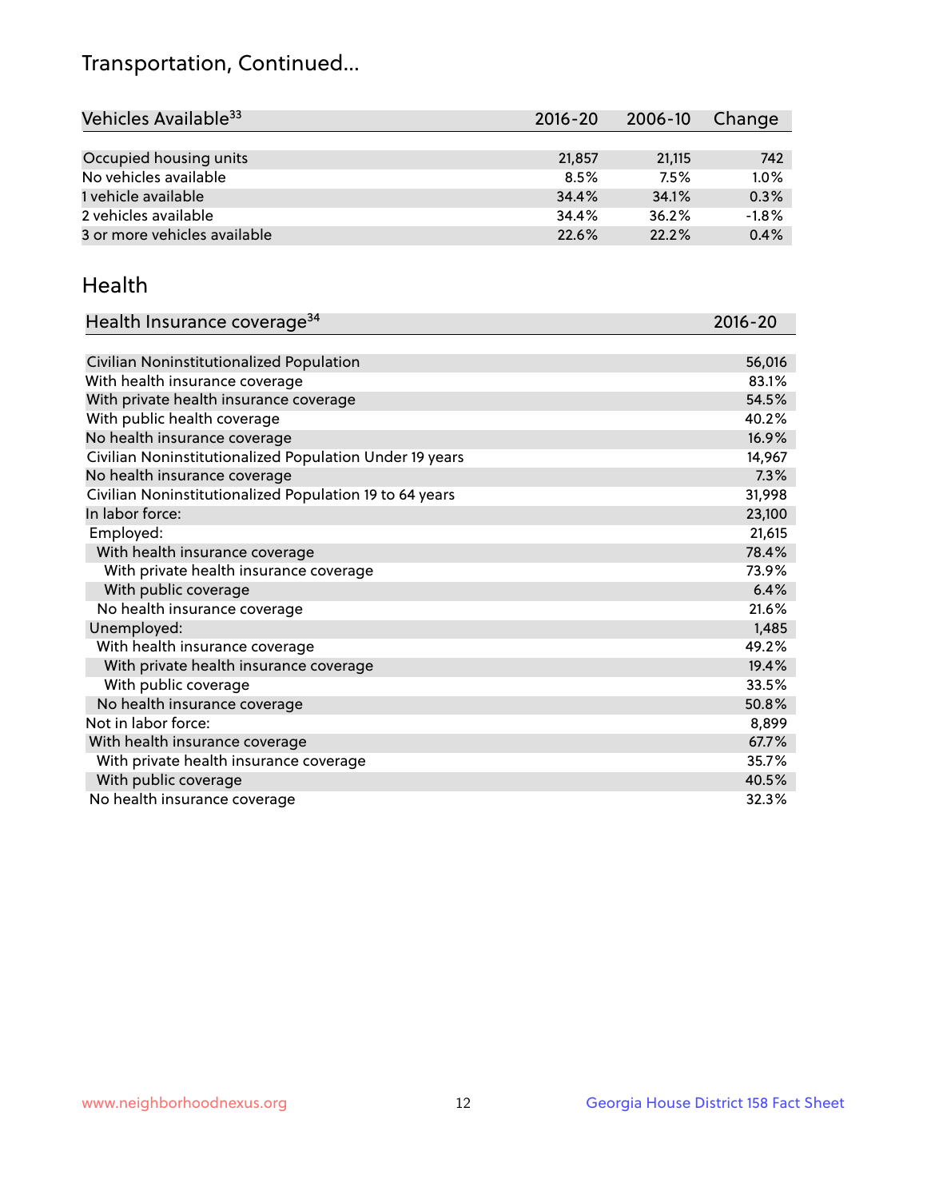# Transportation, Continued...

| Vehicles Available[33] | 2016-20 | 2006-10 | Change |
|---|---|---|---|
| Occupied housing units | 21,857 | 21,115 | 742 |
| No vehicles available | 8.5% | 7.5% | 1.0% |
| 1 vehicle available | 34.4% | 34.1% | 0.3% |
| 2 vehicles available | 34.4% | 36.2% | -1.8% |
| 3 or more vehicles available | 22.6% | 22.2% | 0.4% |

## Health

| Health Insurance coverage[34] | 2016-20 |
|---|---|
| Civilian Noninstitutionalized Population | 56,016 |
| With health insurance coverage | 83.1% |
| With private health insurance coverage | 54.5% |
| With public health coverage | 40.2% |
| No health insurance coverage | 16.9% |
| Civilian Noninstitutionalized Population Under 19 years | 14,967 |
| No health insurance coverage | 7.3% |
| Civilian Noninstitutionalized Population 19 to 64 years | 31,998 |
| In labor force: | 23,100 |
| Employed: | 21,615 |
| With health insurance coverage | 78.4% |
| With private health insurance coverage | 73.9% |
| With public coverage | 6.4% |
| No health insurance coverage | 21.6% |
| Unemployed: | 1,485 |
| With health insurance coverage | 49.2% |
| With private health insurance coverage | 19.4% |
| With public coverage | 33.5% |
| No health insurance coverage | 50.8% |
| Not in labor force: | 8,899 |
| With health insurance coverage | 67.7% |
| With private health insurance coverage | 35.7% |
| With public coverage | 40.5% |
| No health insurance coverage | 32.3% |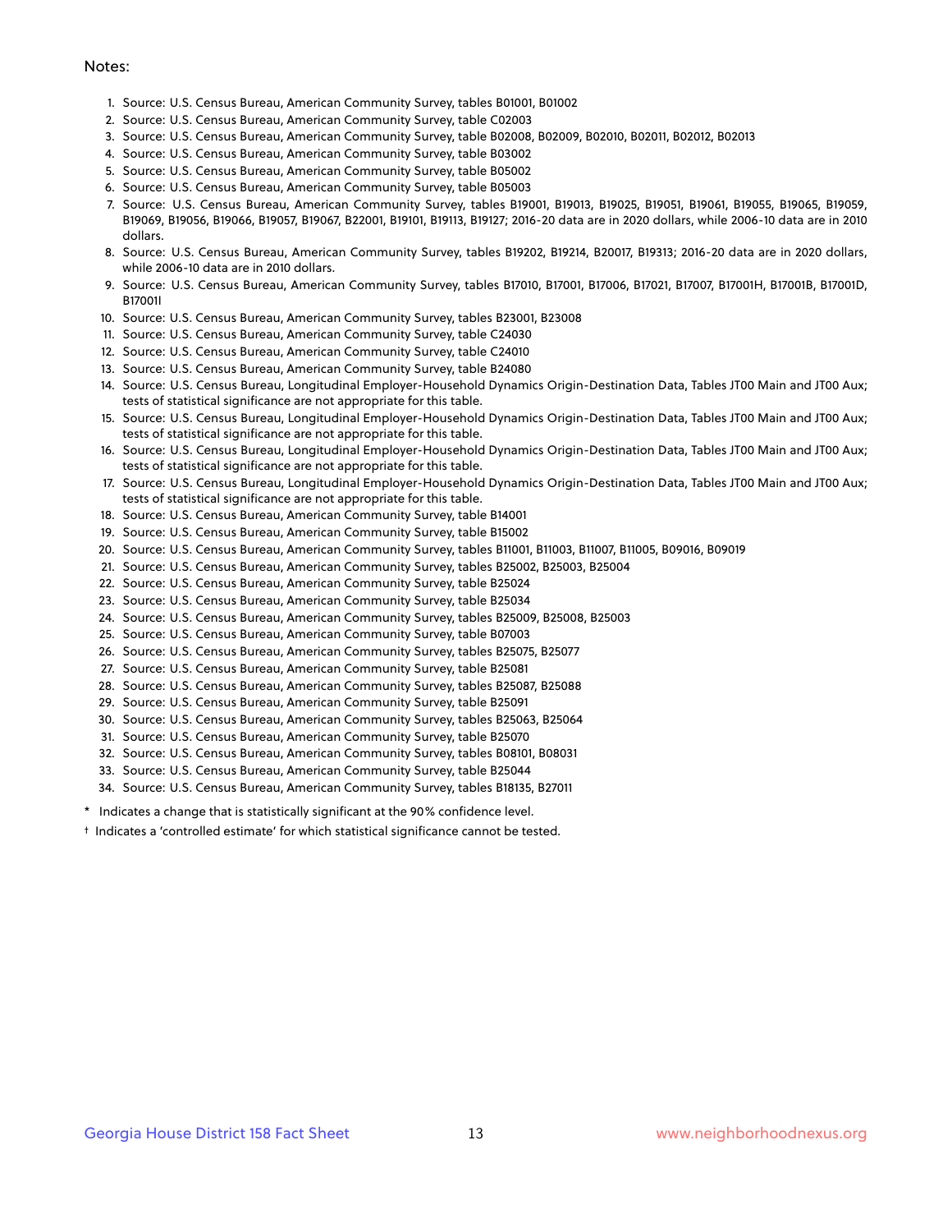Notes:

1. Source: U.S. Census Bureau, American Community Survey, tables B01001, B01002
2. Source: U.S. Census Bureau, American Community Survey, table C02003
3. Source: U.S. Census Bureau, American Community Survey, table B02008, B02009, B02010, B02011, B02012, B02013
4. Source: U.S. Census Bureau, American Community Survey, table B03002
5. Source: U.S. Census Bureau, American Community Survey, table B05002
6. Source: U.S. Census Bureau, American Community Survey, table B05003
7. Source: U.S. Census Bureau, American Community Survey, tables B19001, B19013, B19025, B19051, B19061, B19055, B19065, B19059, B19069, B19056, B19066, B19057, B19067, B22001, B19101, B19113, B19127; 2016-20 data are in 2020 dollars, while 2006-10 data are in 2010 dollars.
8. Source: U.S. Census Bureau, American Community Survey, tables B19202, B19214, B20017, B19313; 2016-20 data are in 2020 dollars, while 2006-10 data are in 2010 dollars.
9. Source: U.S. Census Bureau, American Community Survey, tables B17010, B17001, B17006, B17021, B17007, B17001H, B17001B, B17001D, B17001I
10. Source: U.S. Census Bureau, American Community Survey, tables B23001, B23008
11. Source: U.S. Census Bureau, American Community Survey, table C24030
12. Source: U.S. Census Bureau, American Community Survey, table C24010
13. Source: U.S. Census Bureau, American Community Survey, table B24080
14. Source: U.S. Census Bureau, Longitudinal Employer-Household Dynamics Origin-Destination Data, Tables JT00 Main and JT00 Aux; tests of statistical significance are not appropriate for this table.
15. Source: U.S. Census Bureau, Longitudinal Employer-Household Dynamics Origin-Destination Data, Tables JT00 Main and JT00 Aux; tests of statistical significance are not appropriate for this table.
16. Source: U.S. Census Bureau, Longitudinal Employer-Household Dynamics Origin-Destination Data, Tables JT00 Main and JT00 Aux; tests of statistical significance are not appropriate for this table.
17. Source: U.S. Census Bureau, Longitudinal Employer-Household Dynamics Origin-Destination Data, Tables JT00 Main and JT00 Aux; tests of statistical significance are not appropriate for this table.
18. Source: U.S. Census Bureau, American Community Survey, table B14001
19. Source: U.S. Census Bureau, American Community Survey, table B15002
20. Source: U.S. Census Bureau, American Community Survey, tables B11001, B11003, B11007, B11005, B09016, B09019
21. Source: U.S. Census Bureau, American Community Survey, tables B25002, B25003, B25004
22. Source: U.S. Census Bureau, American Community Survey, table B25024
23. Source: U.S. Census Bureau, American Community Survey, table B25034
24. Source: U.S. Census Bureau, American Community Survey, tables B25009, B25008, B25003
25. Source: U.S. Census Bureau, American Community Survey, table B07003
26. Source: U.S. Census Bureau, American Community Survey, tables B25075, B25077
27. Source: U.S. Census Bureau, American Community Survey, table B25081
28. Source: U.S. Census Bureau, American Community Survey, tables B25087, B25088
29. Source: U.S. Census Bureau, American Community Survey, table B25091
30. Source: U.S. Census Bureau, American Community Survey, tables B25063, B25064
31. Source: U.S. Census Bureau, American Community Survey, table B25070
32. Source: U.S. Census Bureau, American Community Survey, tables B08101, B08031
33. Source: U.S. Census Bureau, American Community Survey, table B25044
34. Source: U.S. Census Bureau, American Community Survey, tables B18135, B27011

\* Indicates a change that is statistically significant at the 90% confidence level.

† Indicates a 'controlled estimate' for which statistical significance cannot be tested.